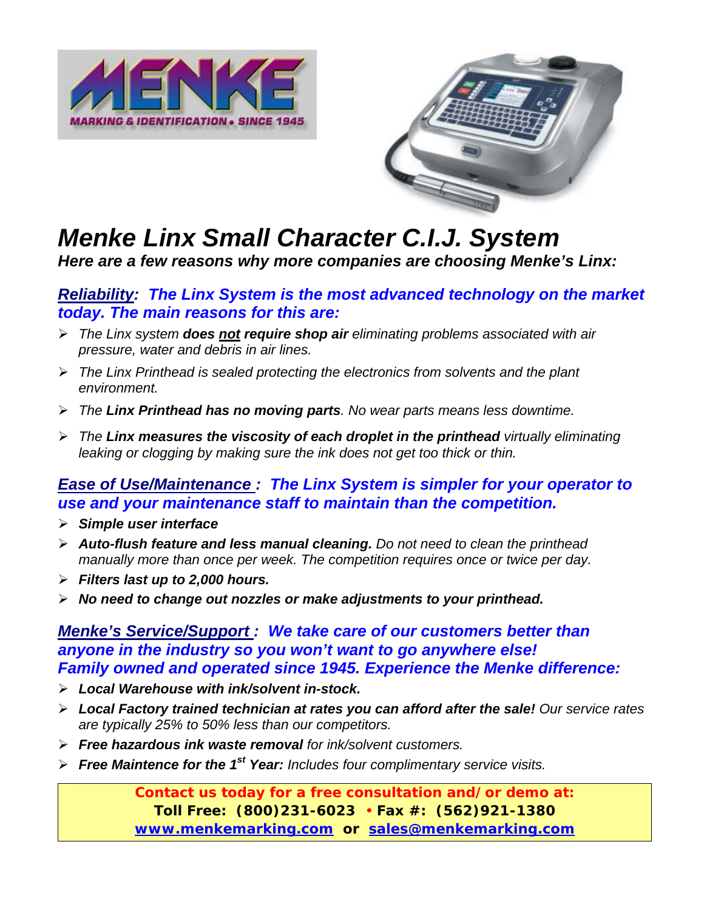# *Menke Linx Small Character C.I.J. System*

***Here are a few reasons why more companies are choosing Menke's Linx:***

## ***Reliability: The Linx System is the most advanced technology on the market today. The main reasons for this are:***

- *The Linx system **does not require shop air** eliminating problems associated with air pressure, water and debris in air lines.*
- *The Linx Printhead is sealed protecting the electronics from solvents and the plant environment.*
- *The **Linx Printhead has no moving parts**. No wear parts means less downtime.*
- *The **Linx measures the viscosity of each droplet in the printhead** virtually eliminating leaking or clogging by making sure the ink does not get too thick or thin.*

## ***Ease of Use/Maintenance : The Linx System is simpler for your operator to use and your maintenance staff to maintain than the competition.***

- ***Simple user interface***
- ***Auto-flush feature and less manual cleaning.** Do not need to clean the printhead manually more than once per week. The competition requires once or twice per day.*
- ***Filters last up to 2,000 hours.***
- ***No need to change out nozzles or make adjustments to your printhead.***

## ***Menke's Service/Support : We take care of our customers better than anyone in the industry so you won't want to go anywhere else! Family owned and operated since 1945. Experience the Menke difference:***

- ***Local Warehouse with ink/solvent in-stock.***
- ***Local Factory trained technician at rates you can afford after the sale!** Our service rates are typically 25% to 50% less than our competitors.*
- ***Free hazardous ink waste removal** for ink/solvent customers.*
- ***Free Maintence for the 1st Year:** Includes four complimentary service visits.*

**Contact us today for a free consultation and/or demo at:**
**Toll Free: (800)231-6023 • Fax #: (562)921-1380**
**www.menkemarking.com or sales@menkemarking.com**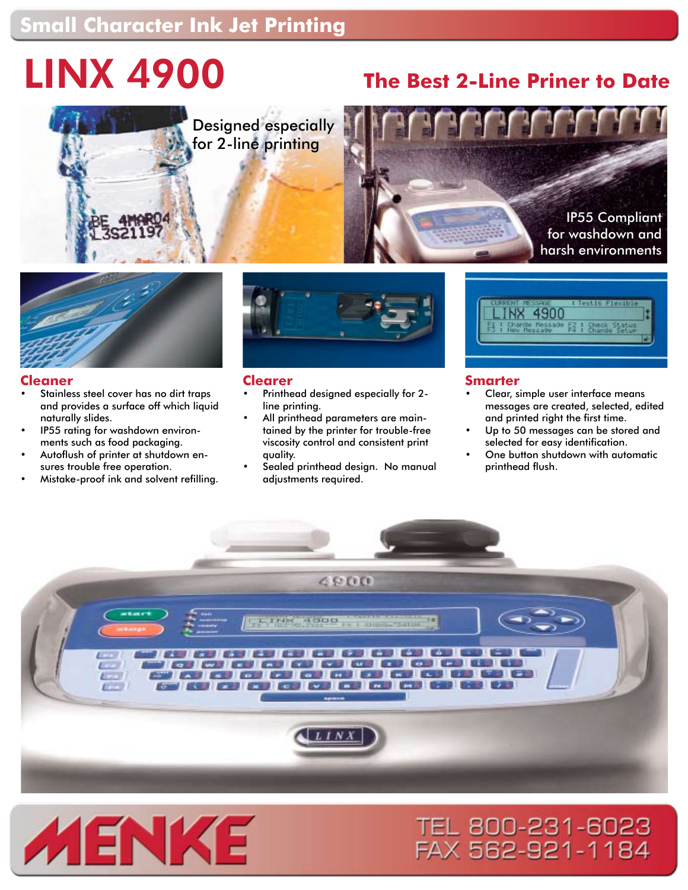## Small Character Ink Jet Printing

# LINX 4900

## The Best 2-Line Priner to Date

Designed especially for 2-line printing

IP55 Compliant for washdown and harsh environments

### Cleaner

- Stainless steel cover has no dirt traps and provides a surface off which liquid naturally slides.
- IP55 rating for washdown environments such as food packaging.
- Autoflush of printer at shutdown ensures trouble free operation.
- Mistake-proof ink and solvent refilling.

### Clearer

- Printhead designed especially for 2-line printing.
- All printhead parameters are maintained by the printer for trouble-free viscosity control and consistent print quality.
- Sealed printhead design. No manual adjustments required.

### Smarter

- Clear, simple user interface means messages are created, selected, edited and printed right the first time.
- Up to 50 messages can be stored and selected for easy identification.
- One button shutdown with automatic printhead flush.

MENKE

TEL 800-231-6023
FAX 562-921-1184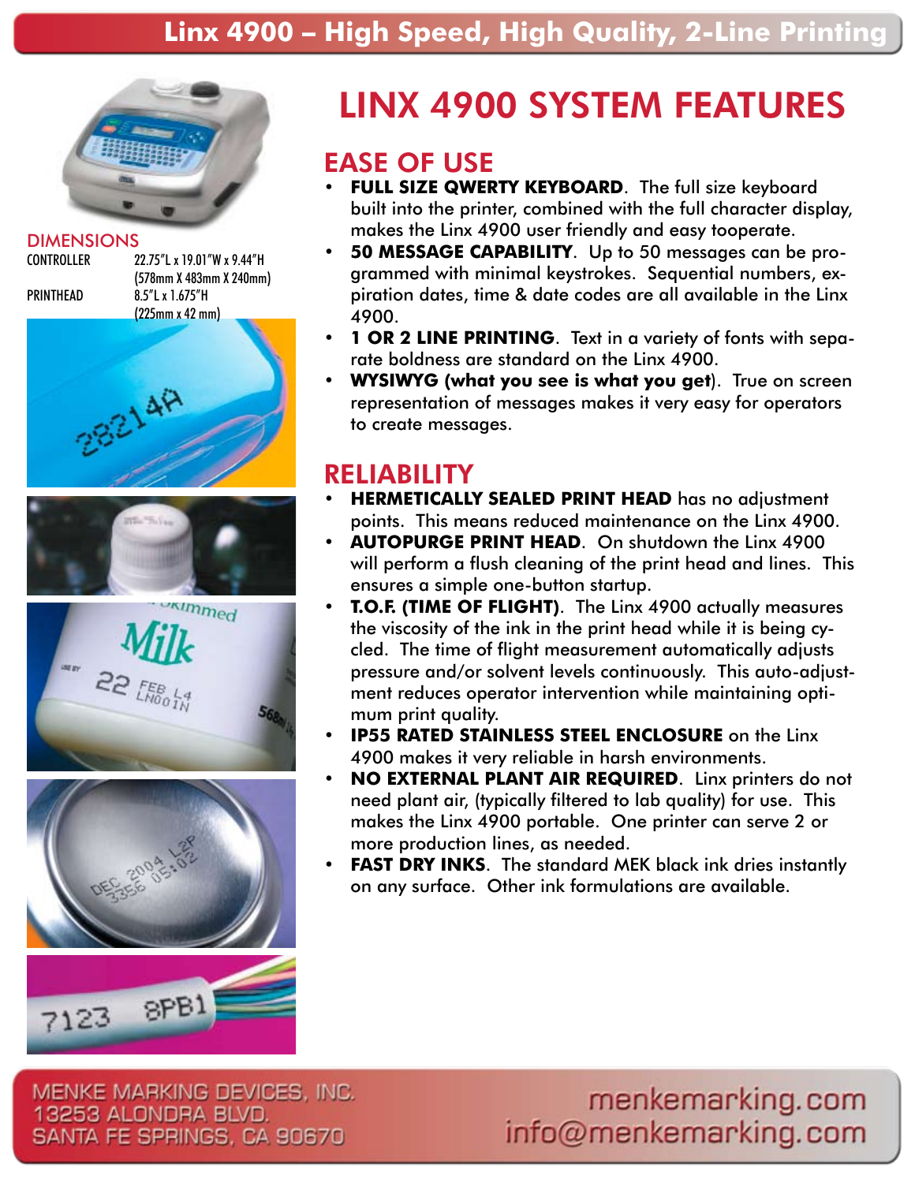# Linx 4900 – High Speed, High Quality, 2-Line Printing

## DIMENSIONS

| | |
|---|---|
| CONTROLLER | 22.75"L x 19.01"W x 9.44"H (578mm X 483mm X 240mm) |
| PRINTHEAD | 8.5"L x 1.675"H (225mm x 42 mm) |

# LINX 4900 SYSTEM FEATURES

## EASE OF USE

- **FULL SIZE QWERTY KEYBOARD**. The full size keyboard built into the printer, combined with the full character display, makes the Linx 4900 user friendly and easy tooperate.
- **50 MESSAGE CAPABILITY**. Up to 50 messages can be programmed with minimal keystrokes. Sequential numbers, expiration dates, time & date codes are all available in the Linx 4900.
- **1 OR 2 LINE PRINTING**. Text in a variety of fonts with separate boldness are standard on the Linx 4900.
- **WYSIWYG (what you see is what you get**). True on screen representation of messages makes it very easy for operators to create messages.

## RELIABILITY

- **HERMETICALLY SEALED PRINT HEAD** has no adjustment points. This means reduced maintenance on the Linx 4900.
- **AUTOPURGE PRINT HEAD**. On shutdown the Linx 4900 will perform a flush cleaning of the print head and lines. This ensures a simple one-button startup.
- **T.O.F. (TIME OF FLIGHT)**. The Linx 4900 actually measures the viscosity of the ink in the print head while it is being cycled. The time of flight measurement automatically adjusts pressure and/or solvent levels continuously. This auto-adjustment reduces operator intervention while maintaining optimum print quality.
- **IP55 RATED STAINLESS STEEL ENCLOSURE** on the Linx 4900 makes it very reliable in harsh environments.
- **NO EXTERNAL PLANT AIR REQUIRED**. Linx printers do not need plant air, (typically filtered to lab quality) for use. This makes the Linx 4900 portable. One printer can serve 2 or more production lines, as needed.
- **FAST DRY INKS**. The standard MEK black ink dries instantly on any surface. Other ink formulations are available.

MENKE MARKING DEVICES, INC.
13253 ALONDRA BLVD.
SANTA FE SPRINGS, CA 90670

menkemarking.com
info@menkemarking.com